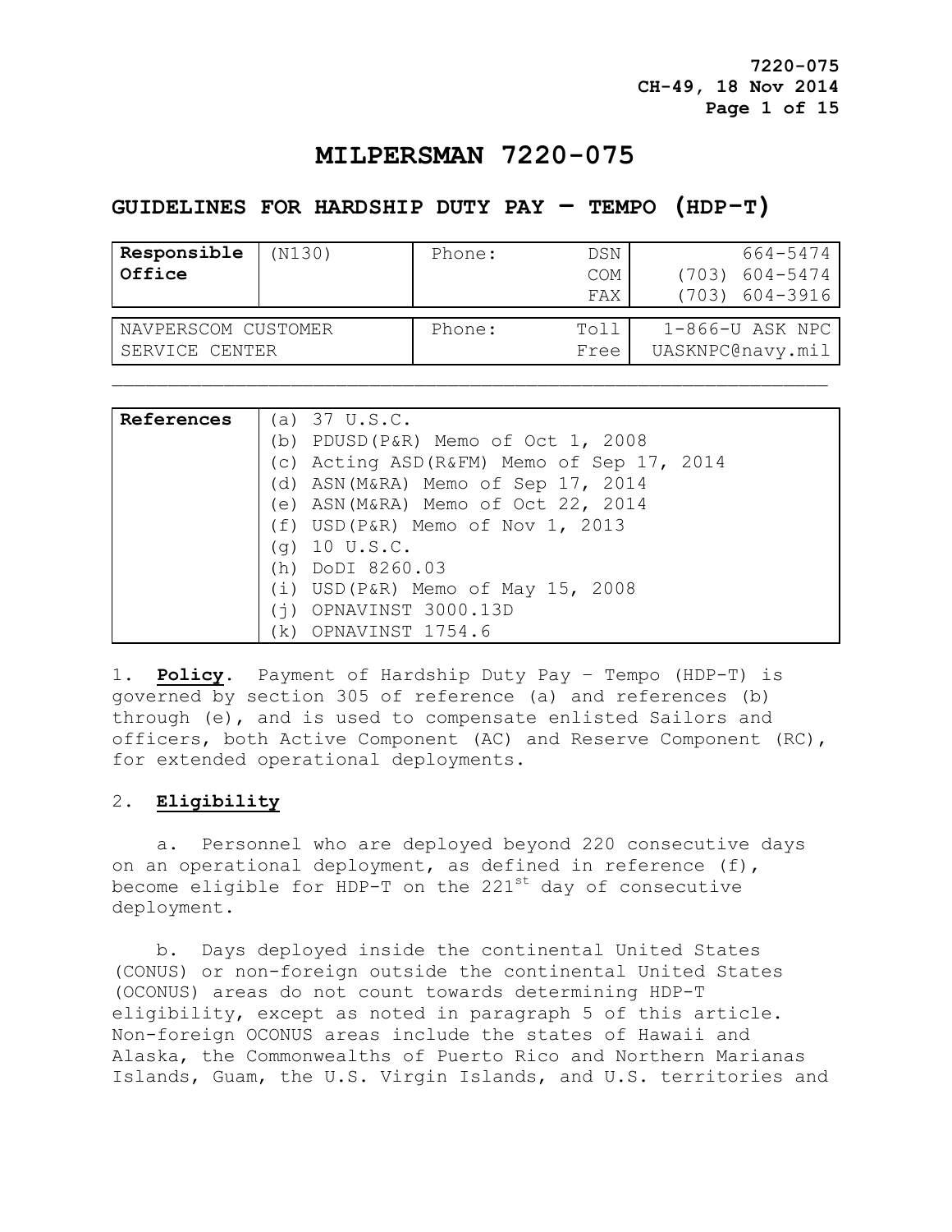# MILPERSMAN 7220-075

## GUIDELINES FOR HARDSHIP DUTY PAY – TEMPO (HDP-T)

| Responsible Office | (N130) | Phone: | DSN<br>COM<br>FAX | 664-5474<br>(703) 604-5474<br>(703) 604-3916 |
|---|---|---|---|---|

| NAVPERSCOM CUSTOMER SERVICE CENTER | Phone: | Toll Free | 1-866-U ASK NPC<br>UASKNPC@navy.mil |
|---|---|---|---|

| References | |
|---|---|
| | (a) 37 U.S.C. |
| | (b) PDUSD(P&R) Memo of Oct 1, 2008 |
| | (c) Acting ASD(R&FM) Memo of Sep 17, 2014 |
| | (d) ASN(M&RA) Memo of Sep 17, 2014 |
| | (e) ASN(M&RA) Memo of Oct 22, 2014 |
| | (f) USD(P&R) Memo of Nov 1, 2013 |
| | (g) 10 U.S.C. |
| | (h) DoDI 8260.03 |
| | (i) USD(P&R) Memo of May 15, 2008 |
| | (j) OPNAVINST 3000.13D |
| | (k) OPNAVINST 1754.6 |

1. **Policy**. Payment of Hardship Duty Pay – Tempo (HDP-T) is governed by section 305 of reference (a) and references (b) through (e), and is used to compensate enlisted Sailors and officers, both Active Component (AC) and Reserve Component (RC), for extended operational deployments.

2. **Eligibility**

a. Personnel who are deployed beyond 220 consecutive days on an operational deployment, as defined in reference (f), become eligible for HDP-T on the 221st day of consecutive deployment.

b. Days deployed inside the continental United States (CONUS) or non-foreign outside the continental United States (OCONUS) areas do not count towards determining HDP-T eligibility, except as noted in paragraph 5 of this article. Non-foreign OCONUS areas include the states of Hawaii and Alaska, the Commonwealths of Puerto Rico and Northern Marianas Islands, Guam, the U.S. Virgin Islands, and U.S. territories and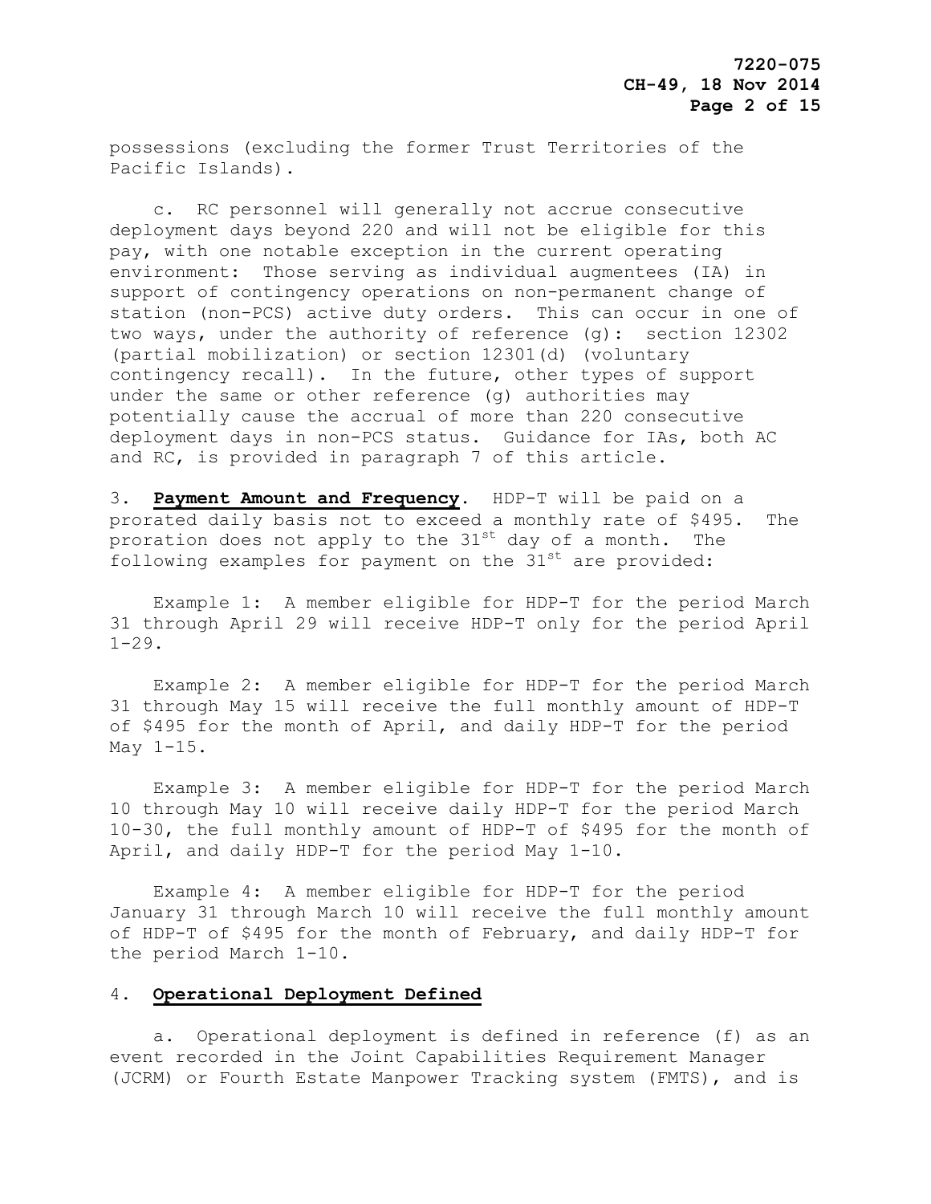possessions (excluding the former Trust Territories of the Pacific Islands).

c. RC personnel will generally not accrue consecutive deployment days beyond 220 and will not be eligible for this pay, with one notable exception in the current operating environment: Those serving as individual augmentees (IA) in support of contingency operations on non-permanent change of station (non-PCS) active duty orders. This can occur in one of two ways, under the authority of reference (g): section 12302 (partial mobilization) or section 12301(d) (voluntary contingency recall). In the future, other types of support under the same or other reference (g) authorities may potentially cause the accrual of more than 220 consecutive deployment days in non-PCS status. Guidance for IAs, both AC and RC, is provided in paragraph 7 of this article.

3. **Payment Amount and Frequency**. HDP-T will be paid on a prorated daily basis not to exceed a monthly rate of $495. The proration does not apply to the 31st day of a month. The following examples for payment on the 31st are provided:

Example 1: A member eligible for HDP-T for the period March 31 through April 29 will receive HDP-T only for the period April 1-29.

Example 2: A member eligible for HDP-T for the period March 31 through May 15 will receive the full monthly amount of HDP-T of $495 for the month of April, and daily HDP-T for the period May 1-15.

Example 3: A member eligible for HDP-T for the period March 10 through May 10 will receive daily HDP-T for the period March 10-30, the full monthly amount of HDP-T of $495 for the month of April, and daily HDP-T for the period May 1-10.

Example 4: A member eligible for HDP-T for the period January 31 through March 10 will receive the full monthly amount of HDP-T of $495 for the month of February, and daily HDP-T for the period March 1-10.

4. **Operational Deployment Defined**

a. Operational deployment is defined in reference (f) as an event recorded in the Joint Capabilities Requirement Manager (JCRM) or Fourth Estate Manpower Tracking system (FMTS), and is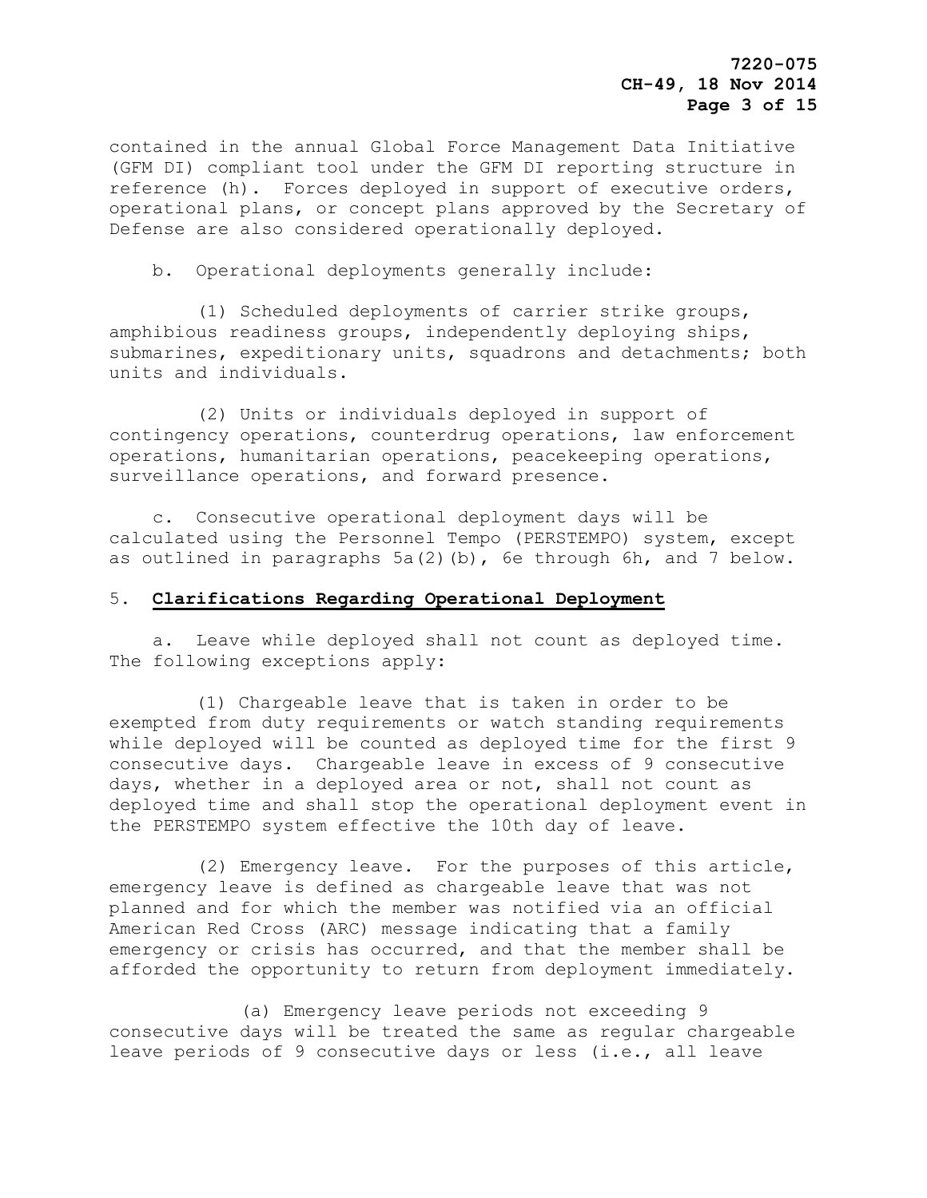contained in the annual Global Force Management Data Initiative (GFM DI) compliant tool under the GFM DI reporting structure in reference (h). Forces deployed in support of executive orders, operational plans, or concept plans approved by the Secretary of Defense are also considered operationally deployed.

b. Operational deployments generally include:

(1) Scheduled deployments of carrier strike groups, amphibious readiness groups, independently deploying ships, submarines, expeditionary units, squadrons and detachments; both units and individuals.

(2) Units or individuals deployed in support of contingency operations, counterdrug operations, law enforcement operations, humanitarian operations, peacekeeping operations, surveillance operations, and forward presence.

c. Consecutive operational deployment days will be calculated using the Personnel Tempo (PERSTEMPO) system, except as outlined in paragraphs 5a(2)(b), 6e through 6h, and 7 below.

5. **Clarifications Regarding Operational Deployment**

a. Leave while deployed shall not count as deployed time. The following exceptions apply:

(1) Chargeable leave that is taken in order to be exempted from duty requirements or watch standing requirements while deployed will be counted as deployed time for the first 9 consecutive days. Chargeable leave in excess of 9 consecutive days, whether in a deployed area or not, shall not count as deployed time and shall stop the operational deployment event in the PERSTEMPO system effective the 10th day of leave.

(2) Emergency leave. For the purposes of this article, emergency leave is defined as chargeable leave that was not planned and for which the member was notified via an official American Red Cross (ARC) message indicating that a family emergency or crisis has occurred, and that the member shall be afforded the opportunity to return from deployment immediately.

(a) Emergency leave periods not exceeding 9 consecutive days will be treated the same as regular chargeable leave periods of 9 consecutive days or less (i.e., all leave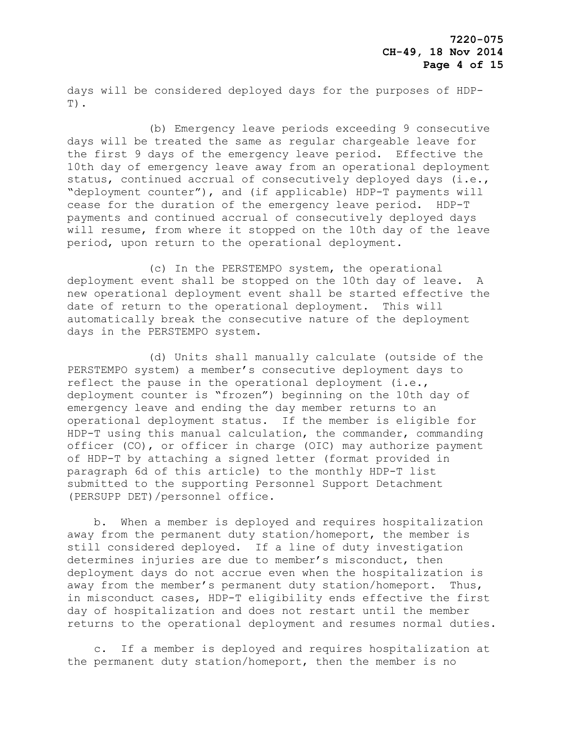days will be considered deployed days for the purposes of HDP-T).

(b) Emergency leave periods exceeding 9 consecutive days will be treated the same as regular chargeable leave for the first 9 days of the emergency leave period. Effective the 10th day of emergency leave away from an operational deployment status, continued accrual of consecutively deployed days (i.e., "deployment counter"), and (if applicable) HDP-T payments will cease for the duration of the emergency leave period. HDP-T payments and continued accrual of consecutively deployed days will resume, from where it stopped on the 10th day of the leave period, upon return to the operational deployment.

(c) In the PERSTEMPO system, the operational deployment event shall be stopped on the 10th day of leave. A new operational deployment event shall be started effective the date of return to the operational deployment. This will automatically break the consecutive nature of the deployment days in the PERSTEMPO system.

(d) Units shall manually calculate (outside of the PERSTEMPO system) a member's consecutive deployment days to reflect the pause in the operational deployment (i.e., deployment counter is "frozen") beginning on the 10th day of emergency leave and ending the day member returns to an operational deployment status. If the member is eligible for HDP-T using this manual calculation, the commander, commanding officer (CO), or officer in charge (OIC) may authorize payment of HDP-T by attaching a signed letter (format provided in paragraph 6d of this article) to the monthly HDP-T list submitted to the supporting Personnel Support Detachment (PERSUPP DET)/personnel office.

b. When a member is deployed and requires hospitalization away from the permanent duty station/homeport, the member is still considered deployed. If a line of duty investigation determines injuries are due to member's misconduct, then deployment days do not accrue even when the hospitalization is away from the member's permanent duty station/homeport. Thus, in misconduct cases, HDP-T eligibility ends effective the first day of hospitalization and does not restart until the member returns to the operational deployment and resumes normal duties.

c. If a member is deployed and requires hospitalization at the permanent duty station/homeport, then the member is no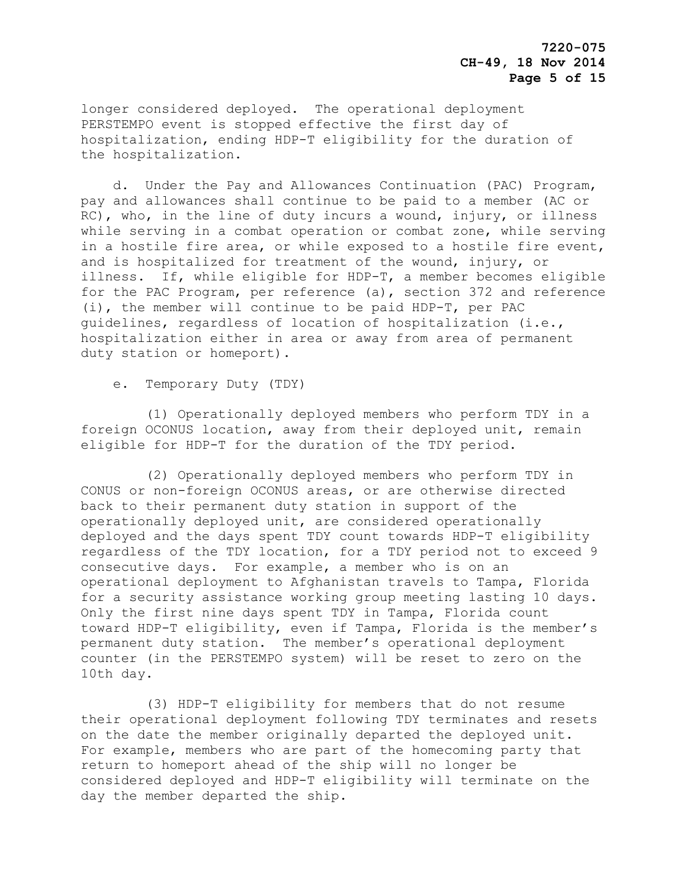longer considered deployed. The operational deployment PERSTEMPO event is stopped effective the first day of hospitalization, ending HDP-T eligibility for the duration of the hospitalization.

d. Under the Pay and Allowances Continuation (PAC) Program, pay and allowances shall continue to be paid to a member (AC or RC), who, in the line of duty incurs a wound, injury, or illness while serving in a combat operation or combat zone, while serving in a hostile fire area, or while exposed to a hostile fire event, and is hospitalized for treatment of the wound, injury, or illness. If, while eligible for HDP-T, a member becomes eligible for the PAC Program, per reference (a), section 372 and reference (i), the member will continue to be paid HDP-T, per PAC guidelines, regardless of location of hospitalization (i.e., hospitalization either in area or away from area of permanent duty station or homeport).

e. Temporary Duty (TDY)

(1) Operationally deployed members who perform TDY in a foreign OCONUS location, away from their deployed unit, remain eligible for HDP-T for the duration of the TDY period.

(2) Operationally deployed members who perform TDY in CONUS or non-foreign OCONUS areas, or are otherwise directed back to their permanent duty station in support of the operationally deployed unit, are considered operationally deployed and the days spent TDY count towards HDP-T eligibility regardless of the TDY location, for a TDY period not to exceed 9 consecutive days. For example, a member who is on an operational deployment to Afghanistan travels to Tampa, Florida for a security assistance working group meeting lasting 10 days. Only the first nine days spent TDY in Tampa, Florida count toward HDP-T eligibility, even if Tampa, Florida is the member's permanent duty station. The member's operational deployment counter (in the PERSTEMPO system) will be reset to zero on the 10th day.

(3) HDP-T eligibility for members that do not resume their operational deployment following TDY terminates and resets on the date the member originally departed the deployed unit. For example, members who are part of the homecoming party that return to homeport ahead of the ship will no longer be considered deployed and HDP-T eligibility will terminate on the day the member departed the ship.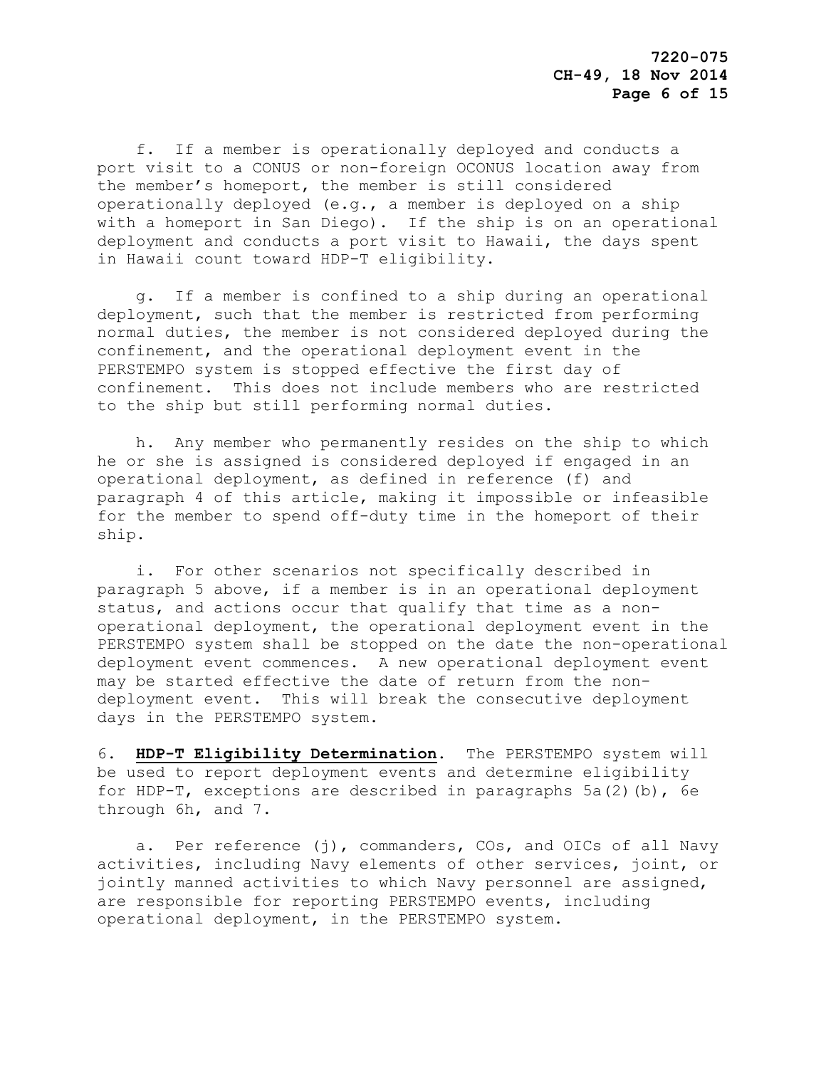f. If a member is operationally deployed and conducts a port visit to a CONUS or non-foreign OCONUS location away from the member's homeport, the member is still considered operationally deployed (e.g., a member is deployed on a ship with a homeport in San Diego). If the ship is on an operational deployment and conducts a port visit to Hawaii, the days spent in Hawaii count toward HDP-T eligibility.

g. If a member is confined to a ship during an operational deployment, such that the member is restricted from performing normal duties, the member is not considered deployed during the confinement, and the operational deployment event in the PERSTEMPO system is stopped effective the first day of confinement. This does not include members who are restricted to the ship but still performing normal duties.

h. Any member who permanently resides on the ship to which he or she is assigned is considered deployed if engaged in an operational deployment, as defined in reference (f) and paragraph 4 of this article, making it impossible or infeasible for the member to spend off-duty time in the homeport of their ship.

i. For other scenarios not specifically described in paragraph 5 above, if a member is in an operational deployment status, and actions occur that qualify that time as a non-operational deployment, the operational deployment event in the PERSTEMPO system shall be stopped on the date the non-operational deployment event commences. A new operational deployment event may be started effective the date of return from the non-deployment event. This will break the consecutive deployment days in the PERSTEMPO system.

6. **HDP-T Eligibility Determination**. The PERSTEMPO system will be used to report deployment events and determine eligibility for HDP-T, exceptions are described in paragraphs 5a(2)(b), 6e through 6h, and 7.

a. Per reference (j), commanders, COs, and OICs of all Navy activities, including Navy elements of other services, joint, or jointly manned activities to which Navy personnel are assigned, are responsible for reporting PERSTEMPO events, including operational deployment, in the PERSTEMPO system.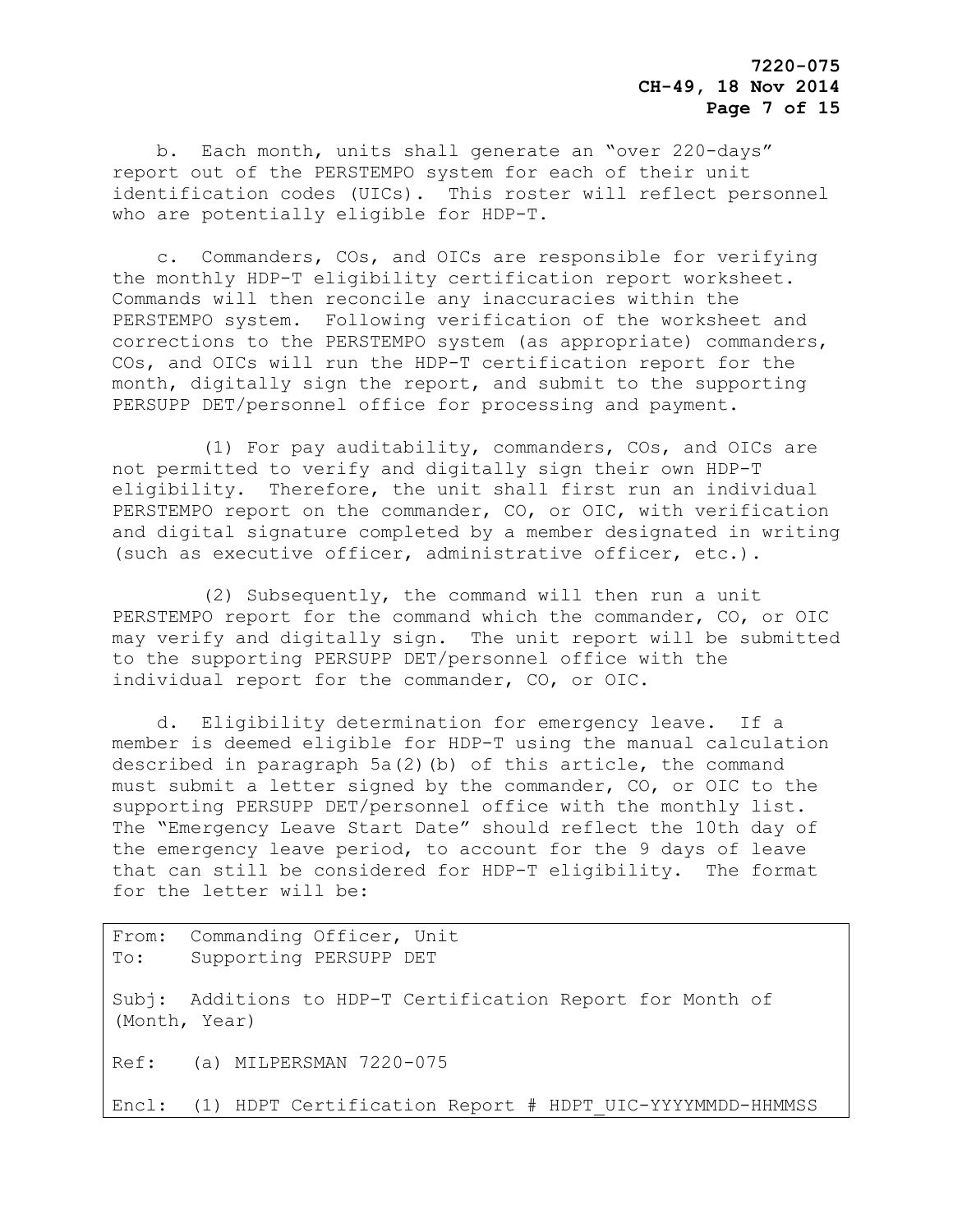b. Each month, units shall generate an "over 220-days" report out of the PERSTEMPO system for each of their unit identification codes (UICs). This roster will reflect personnel who are potentially eligible for HDP-T.

c. Commanders, COs, and OICs are responsible for verifying the monthly HDP-T eligibility certification report worksheet. Commands will then reconcile any inaccuracies within the PERSTEMPO system. Following verification of the worksheet and corrections to the PERSTEMPO system (as appropriate) commanders, COs, and OICs will run the HDP-T certification report for the month, digitally sign the report, and submit to the supporting PERSUPP DET/personnel office for processing and payment.

(1) For pay auditability, commanders, COs, and OICs are not permitted to verify and digitally sign their own HDP-T eligibility. Therefore, the unit shall first run an individual PERSTEMPO report on the commander, CO, or OIC, with verification and digital signature completed by a member designated in writing (such as executive officer, administrative officer, etc.).

(2) Subsequently, the command will then run a unit PERSTEMPO report for the command which the commander, CO, or OIC may verify and digitally sign. The unit report will be submitted to the supporting PERSUPP DET/personnel office with the individual report for the commander, CO, or OIC.

d. Eligibility determination for emergency leave. If a member is deemed eligible for HDP-T using the manual calculation described in paragraph 5a(2)(b) of this article, the command must submit a letter signed by the commander, CO, or OIC to the supporting PERSUPP DET/personnel office with the monthly list. The "Emergency Leave Start Date" should reflect the 10th day of the emergency leave period, to account for the 9 days of leave that can still be considered for HDP-T eligibility. The format for the letter will be:

```
From:  Commanding Officer, Unit
To:    Supporting PERSUPP DET

Subj:  Additions to HDP-T Certification Report for Month of
(Month, Year)

Ref:   (a) MILPERSMAN 7220-075

Encl:  (1) HDPT Certification Report # HDPT_UIC-YYYYMMDD-HHMMSS
```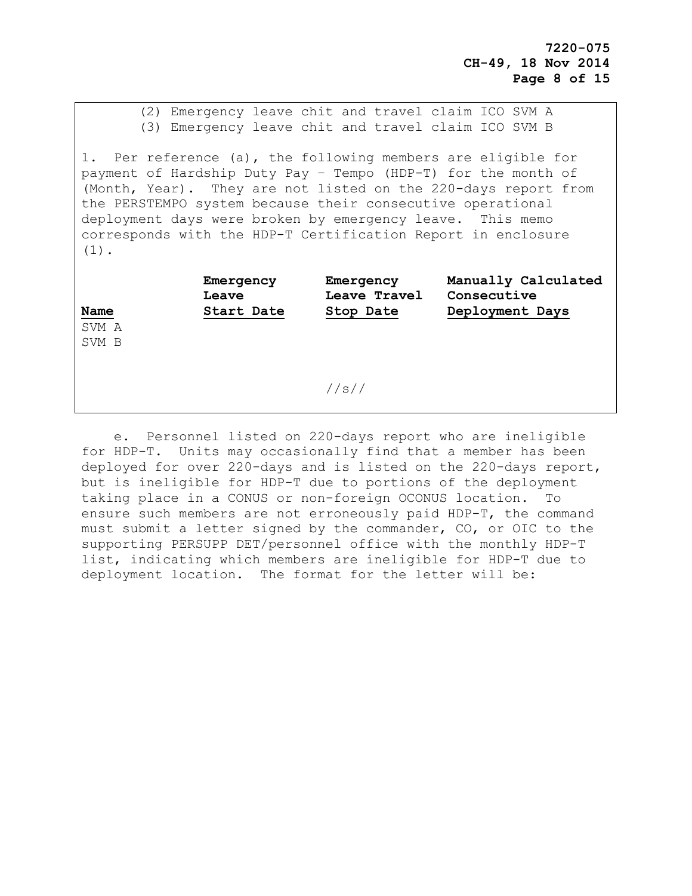(2) Emergency leave chit and travel claim ICO SVM A
(3) Emergency leave chit and travel claim ICO SVM B

1. Per reference (a), the following members are eligible for payment of Hardship Duty Pay – Tempo (HDP-T) for the month of (Month, Year). They are not listed on the 220-days report from the PERSTEMPO system because their consecutive operational deployment days were broken by emergency leave. This memo corresponds with the HDP-T Certification Report in enclosure (1).

| Name | Emergency Leave Start Date | Emergency Leave Travel Stop Date | Manually Calculated Consecutive Deployment Days |
|---|---|---|---|
| SVM A | | | |
| SVM B | | | |

//s//

e. Personnel listed on 220-days report who are ineligible for HDP-T. Units may occasionally find that a member has been deployed for over 220-days and is listed on the 220-days report, but is ineligible for HDP-T due to portions of the deployment taking place in a CONUS or non-foreign OCONUS location. To ensure such members are not erroneously paid HDP-T, the command must submit a letter signed by the commander, CO, or OIC to the supporting PERSUPP DET/personnel office with the monthly HDP-T list, indicating which members are ineligible for HDP-T due to deployment location. The format for the letter will be: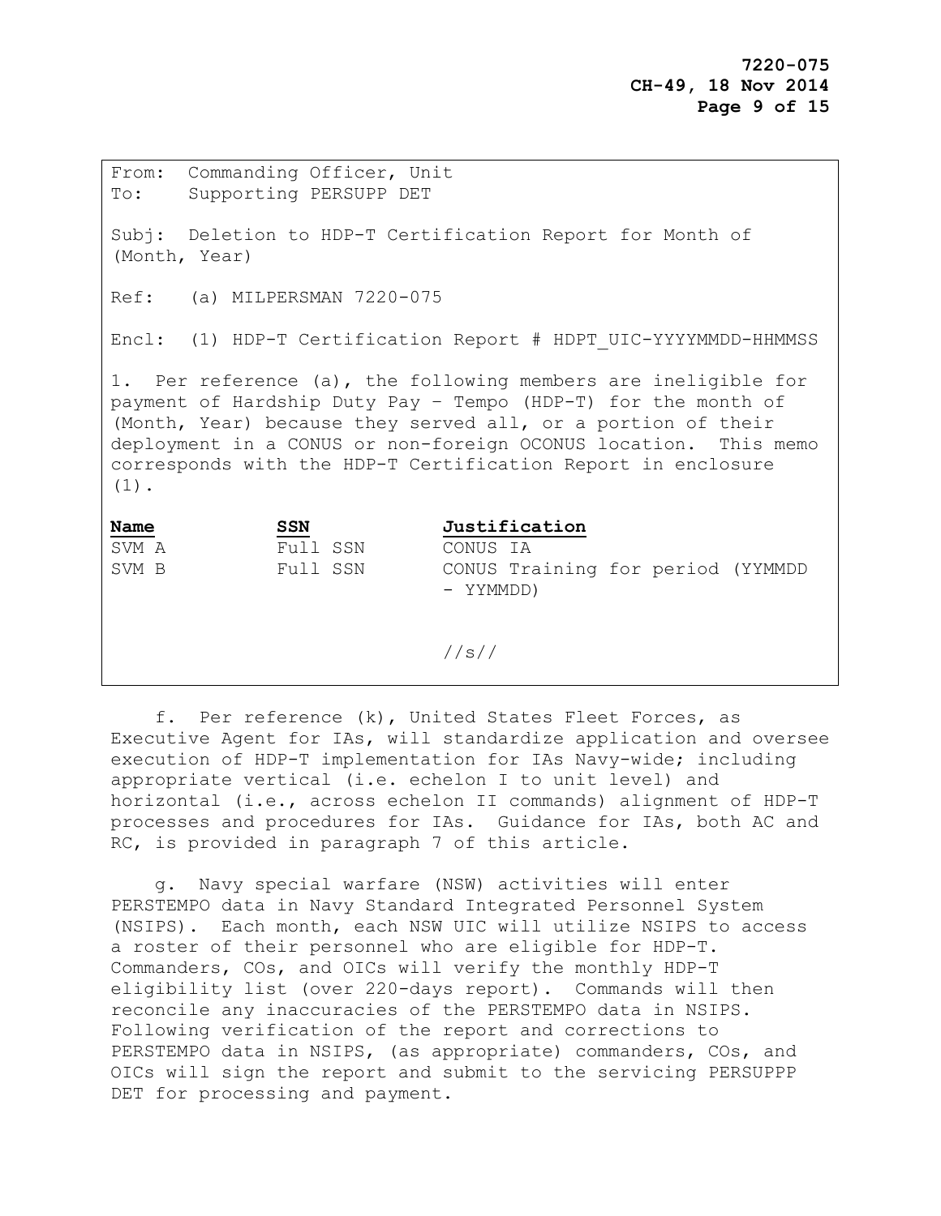From: Commanding Officer, Unit
To: Supporting PERSUPP DET

Subj: Deletion to HDP-T Certification Report for Month of (Month, Year)

Ref: (a) MILPERSMAN 7220-075

Encl: (1) HDP-T Certification Report # HDPT_UIC-YYYYMMDD-HHMMSS

1. Per reference (a), the following members are ineligible for payment of Hardship Duty Pay – Tempo (HDP-T) for the month of (Month, Year) because they served all, or a portion of their deployment in a CONUS or non-foreign OCONUS location. This memo corresponds with the HDP-T Certification Report in enclosure (1).

| Name | SSN | Justification |
|---|---|---|
| SVM A | Full SSN | CONUS IA |
| SVM B | Full SSN | CONUS Training for period (YYMMDD - YYMMDD) |

//s//

f. Per reference (k), United States Fleet Forces, as Executive Agent for IAs, will standardize application and oversee execution of HDP-T implementation for IAs Navy-wide; including appropriate vertical (i.e. echelon I to unit level) and horizontal (i.e., across echelon II commands) alignment of HDP-T processes and procedures for IAs. Guidance for IAs, both AC and RC, is provided in paragraph 7 of this article.

g. Navy special warfare (NSW) activities will enter PERSTEMPO data in Navy Standard Integrated Personnel System (NSIPS). Each month, each NSW UIC will utilize NSIPS to access a roster of their personnel who are eligible for HDP-T. Commanders, COs, and OICs will verify the monthly HDP-T eligibility list (over 220-days report). Commands will then reconcile any inaccuracies of the PERSTEMPO data in NSIPS. Following verification of the report and corrections to PERSTEMPO data in NSIPS, (as appropriate) commanders, COs, and OICs will sign the report and submit to the servicing PERSUPPP DET for processing and payment.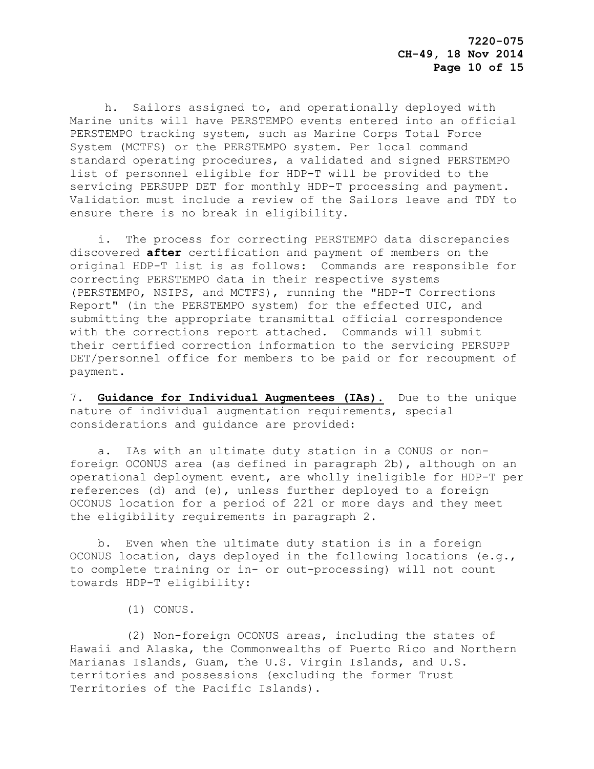h. Sailors assigned to, and operationally deployed with Marine units will have PERSTEMPO events entered into an official PERSTEMPO tracking system, such as Marine Corps Total Force System (MCTFS) or the PERSTEMPO system. Per local command standard operating procedures, a validated and signed PERSTEMPO list of personnel eligible for HDP-T will be provided to the servicing PERSUPP DET for monthly HDP-T processing and payment. Validation must include a review of the Sailors leave and TDY to ensure there is no break in eligibility.

i. The process for correcting PERSTEMPO data discrepancies discovered **after** certification and payment of members on the original HDP-T list is as follows: Commands are responsible for correcting PERSTEMPO data in their respective systems (PERSTEMPO, NSIPS, and MCTFS), running the "HDP-T Corrections Report" (in the PERSTEMPO system) for the effected UIC, and submitting the appropriate transmittal official correspondence with the corrections report attached. Commands will submit their certified correction information to the servicing PERSUPP DET/personnel office for members to be paid or for recoupment of payment.

7. **Guidance for Individual Augmentees (IAs).** Due to the unique nature of individual augmentation requirements, special considerations and guidance are provided:

a. IAs with an ultimate duty station in a CONUS or non-foreign OCONUS area (as defined in paragraph 2b), although on an operational deployment event, are wholly ineligible for HDP-T per references (d) and (e), unless further deployed to a foreign OCONUS location for a period of 221 or more days and they meet the eligibility requirements in paragraph 2.

b. Even when the ultimate duty station is in a foreign OCONUS location, days deployed in the following locations (e.g., to complete training or in- or out-processing) will not count towards HDP-T eligibility:

(1) CONUS.

(2) Non-foreign OCONUS areas, including the states of Hawaii and Alaska, the Commonwealths of Puerto Rico and Northern Marianas Islands, Guam, the U.S. Virgin Islands, and U.S. territories and possessions (excluding the former Trust Territories of the Pacific Islands).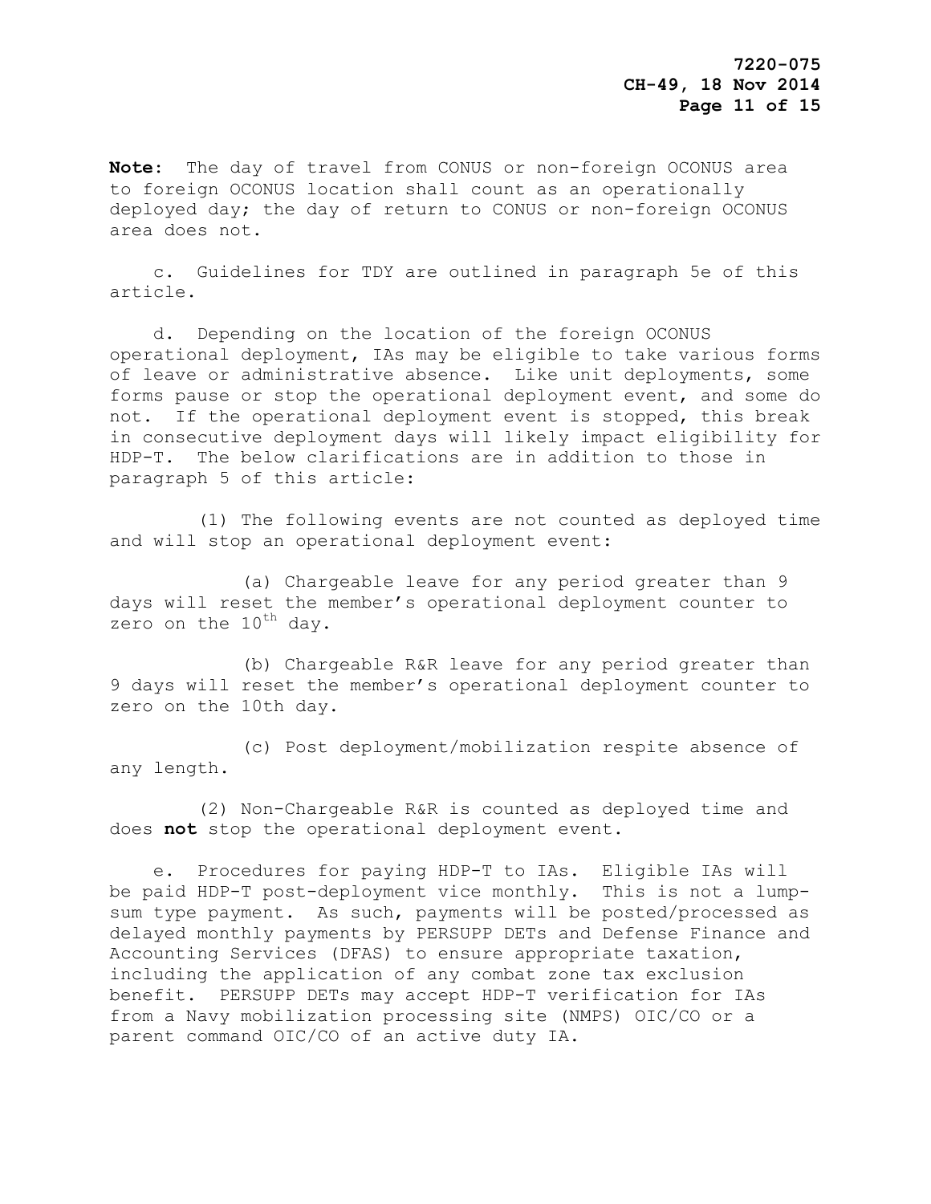**Note**: The day of travel from CONUS or non-foreign OCONUS area to foreign OCONUS location shall count as an operationally deployed day; the day of return to CONUS or non-foreign OCONUS area does not.

c. Guidelines for TDY are outlined in paragraph 5e of this article.

d. Depending on the location of the foreign OCONUS operational deployment, IAs may be eligible to take various forms of leave or administrative absence. Like unit deployments, some forms pause or stop the operational deployment event, and some do not. If the operational deployment event is stopped, this break in consecutive deployment days will likely impact eligibility for HDP-T. The below clarifications are in addition to those in paragraph 5 of this article:

(1) The following events are not counted as deployed time and will stop an operational deployment event:

(a) Chargeable leave for any period greater than 9 days will reset the member's operational deployment counter to zero on the 10th day.

(b) Chargeable R&R leave for any period greater than 9 days will reset the member's operational deployment counter to zero on the 10th day.

(c) Post deployment/mobilization respite absence of any length.

(2) Non-Chargeable R&R is counted as deployed time and does **not** stop the operational deployment event.

e. Procedures for paying HDP-T to IAs. Eligible IAs will be paid HDP-T post-deployment vice monthly. This is not a lump-sum type payment. As such, payments will be posted/processed as delayed monthly payments by PERSUPP DETs and Defense Finance and Accounting Services (DFAS) to ensure appropriate taxation, including the application of any combat zone tax exclusion benefit. PERSUPP DETs may accept HDP-T verification for IAs from a Navy mobilization processing site (NMPS) OIC/CO or a parent command OIC/CO of an active duty IA.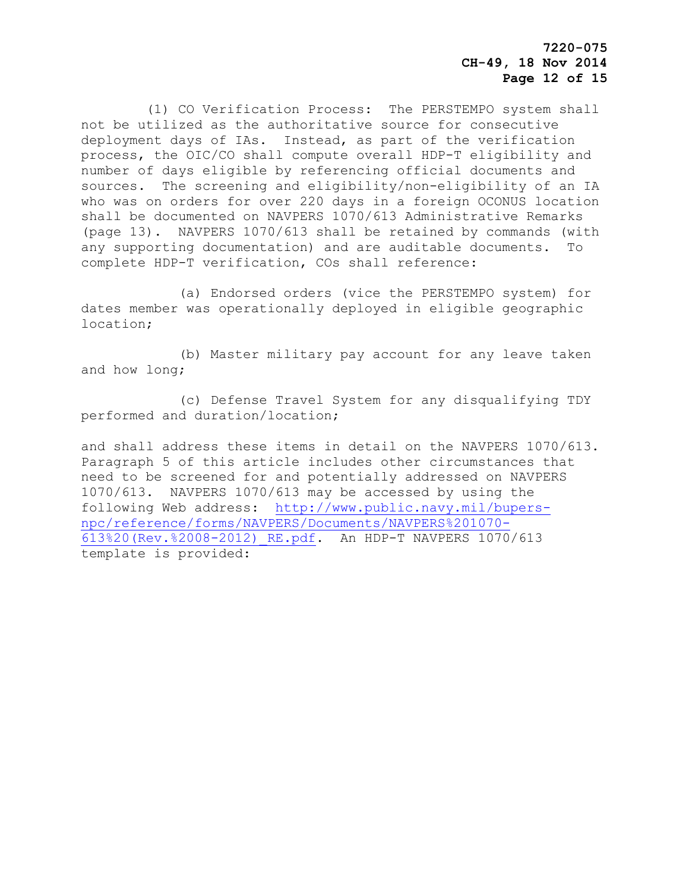(1) CO Verification Process: The PERSTEMPO system shall not be utilized as the authoritative source for consecutive deployment days of IAs. Instead, as part of the verification process, the OIC/CO shall compute overall HDP-T eligibility and number of days eligible by referencing official documents and sources. The screening and eligibility/non-eligibility of an IA who was on orders for over 220 days in a foreign OCONUS location shall be documented on NAVPERS 1070/613 Administrative Remarks (page 13). NAVPERS 1070/613 shall be retained by commands (with any supporting documentation) and are auditable documents. To complete HDP-T verification, COs shall reference:

(a) Endorsed orders (vice the PERSTEMPO system) for dates member was operationally deployed in eligible geographic location;

(b) Master military pay account for any leave taken and how long;

(c) Defense Travel System for any disqualifying TDY performed and duration/location;

and shall address these items in detail on the NAVPERS 1070/613. Paragraph 5 of this article includes other circumstances that need to be screened for and potentially addressed on NAVPERS 1070/613. NAVPERS 1070/613 may be accessed by using the following Web address: [http://www.public.navy.mil/bupers-npc/reference/forms/NAVPERS/Documents/NAVPERS%201070-613%20(Rev.%2008-2012)_RE.pdf](http://www.public.navy.mil/bupers-npc/reference/forms/NAVPERS/Documents/NAVPERS%201070-613%20(Rev.%2008-2012)_RE.pdf). An HDP-T NAVPERS 1070/613 template is provided: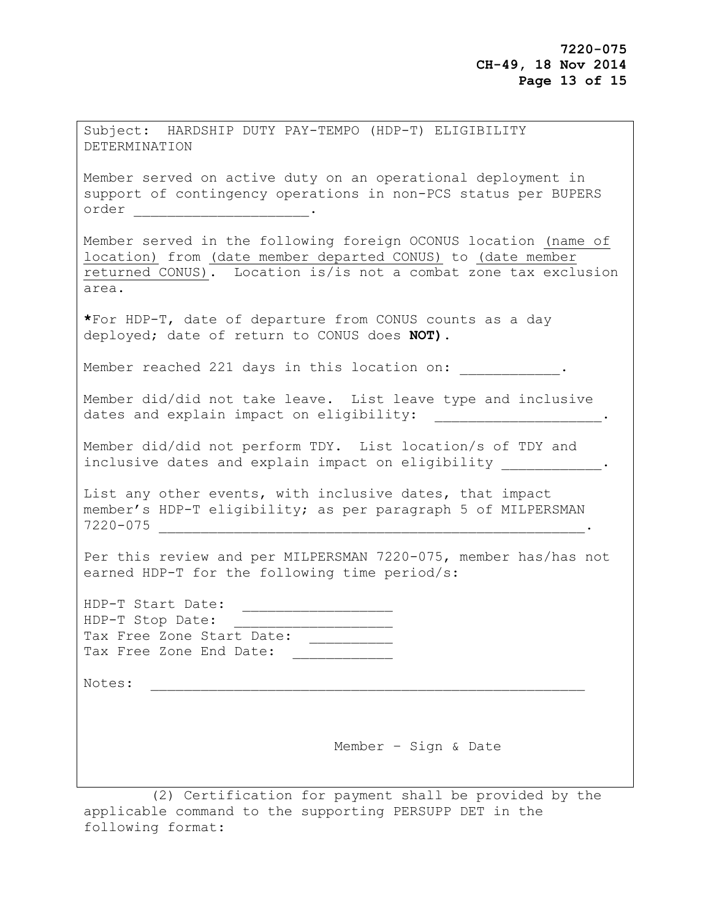Subject: HARDSHIP DUTY PAY-TEMPO (HDP-T) ELIGIBILITY DETERMINATION

Member served on active duty on an operational deployment in support of contingency operations in non-PCS status per BUPERS order ____________________.

Member served in the following foreign OCONUS location <u>(name of location)</u> from <u>(date member departed CONUS)</u> to <u>(date member returned CONUS)</u>. Location is/is not a combat zone tax exclusion area.

**\***For HDP-T, date of departure from CONUS counts as a day deployed; date of return to CONUS does **NOT)**.

Member reached 221 days in this location on: ____________.

Member did/did not take leave. List leave type and inclusive dates and explain impact on eligibility: ____________________.

Member did/did not perform TDY. List location/s of TDY and inclusive dates and explain impact on eligibility ____________.

List any other events, with inclusive dates, that impact member's HDP-T eligibility; as per paragraph 5 of MILPERSMAN 7220-075 ___________________________________________________.

Per this review and per MILPERSMAN 7220-075, member has/has not earned HDP-T for the following time period/s:

HDP-T Start Date: __________________
HDP-T Stop Date: ___________________
Tax Free Zone Start Date: __________
Tax Free Zone End Date: ____________

Notes: ____________________________________________________

Member – Sign & Date

(2) Certification for payment shall be provided by the applicable command to the supporting PERSUPP DET in the following format: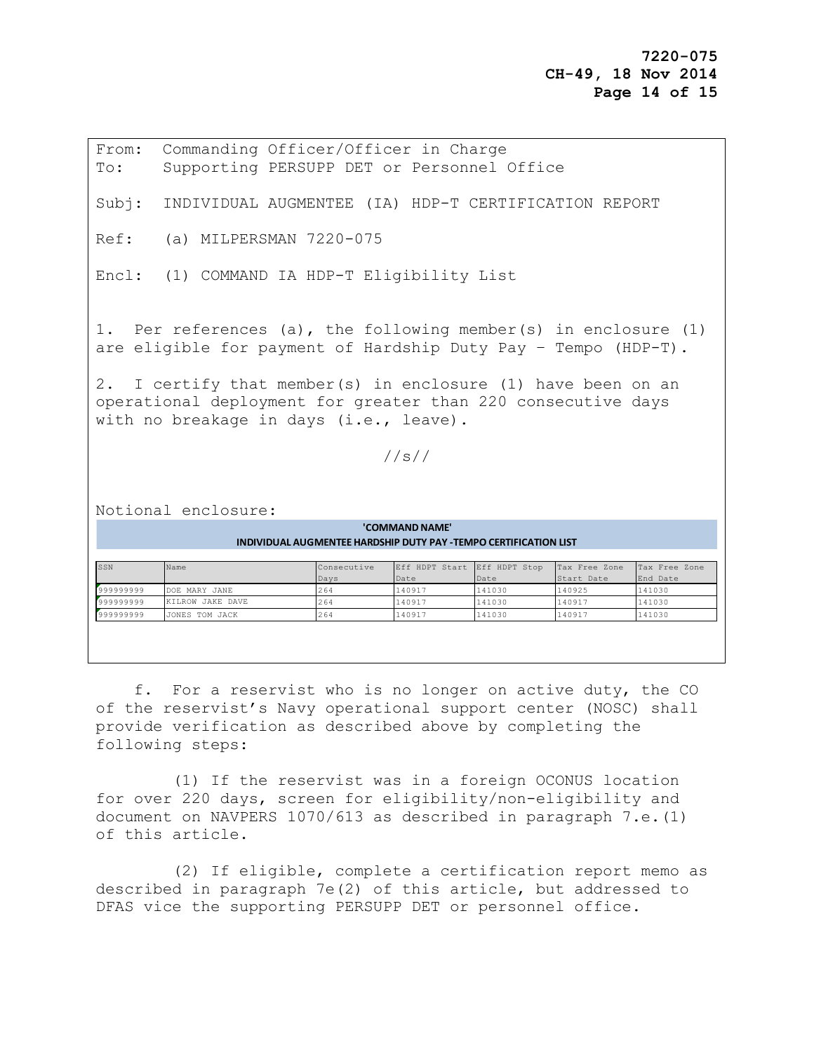From: Commanding Officer/Officer in Charge
To: Supporting PERSUPP DET or Personnel Office

Subj: INDIVIDUAL AUGMENTEE (IA) HDP-T CERTIFICATION REPORT

Ref: (a) MILPERSMAN 7220-075

Encl: (1) COMMAND IA HDP-T Eligibility List

1. Per references (a), the following member(s) in enclosure (1) are eligible for payment of Hardship Duty Pay – Tempo (HDP-T).

2. I certify that member(s) in enclosure (1) have been on an operational deployment for greater than 220 consecutive days with no breakage in days (i.e., leave).

//s//

Notional enclosure:

**'COMMAND NAME'**
**INDIVIDUAL AUGMENTEE HARDSHIP DUTY PAY -TEMPO CERTIFICATION LIST**

| SSN | Name | Consecutive Days | Eff HDPT Start Date | Eff HDPT Stop Date | Tax Free Zone Start Date | Tax Free Zone End Date |
|---|---|---|---|---|---|---|
| 999999999 | DOE MARY JANE | 264 | 140917 | 141030 | 140925 | 141030 |
| 999999999 | KILROW JAKE DAVE | 264 | 140917 | 141030 | 140917 | 141030 |
| 999999999 | JONES TOM JACK | 264 | 140917 | 141030 | 140917 | 141030 |

f. For a reservist who is no longer on active duty, the CO of the reservist's Navy operational support center (NOSC) shall provide verification as described above by completing the following steps:

(1) If the reservist was in a foreign OCONUS location for over 220 days, screen for eligibility/non-eligibility and document on NAVPERS 1070/613 as described in paragraph 7.e.(1) of this article.

(2) If eligible, complete a certification report memo as described in paragraph 7e(2) of this article, but addressed to DFAS vice the supporting PERSUPP DET or personnel office.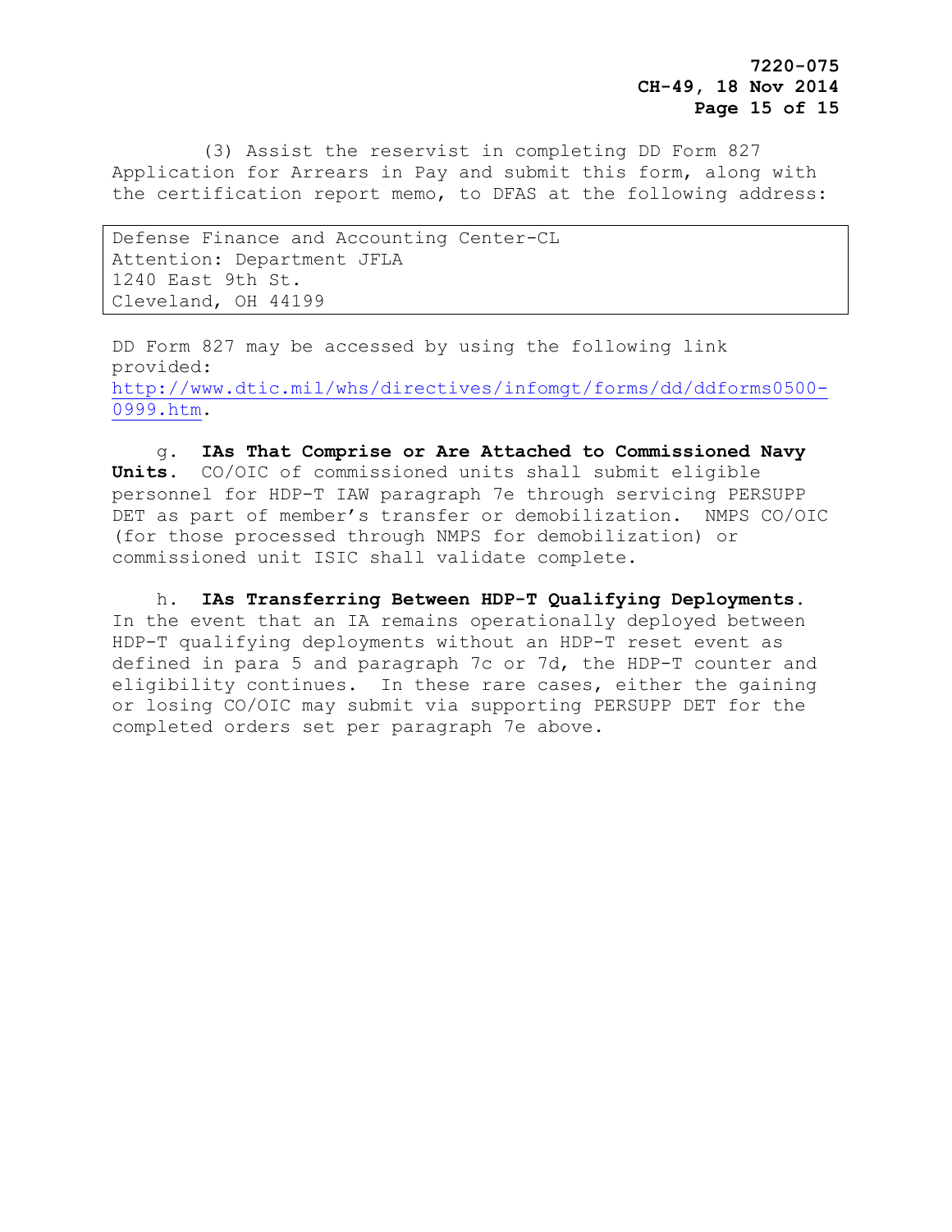(3) Assist the reservist in completing DD Form 827 Application for Arrears in Pay and submit this form, along with the certification report memo, to DFAS at the following address:

| |
|---|
| Defense Finance and Accounting Center-CL<br>Attention: Department JFLA<br>1240 East 9th St.<br>Cleveland, OH 44199 |

DD Form 827 may be accessed by using the following link provided: http://www.dtic.mil/whs/directives/infomgt/forms/dd/ddforms0500-0999.htm.

g. **IAs That Comprise or Are Attached to Commissioned Navy Units.** CO/OIC of commissioned units shall submit eligible personnel for HDP-T IAW paragraph 7e through servicing PERSUPP DET as part of member's transfer or demobilization. NMPS CO/OIC (for those processed through NMPS for demobilization) or commissioned unit ISIC shall validate complete.

h. **IAs Transferring Between HDP-T Qualifying Deployments.** In the event that an IA remains operationally deployed between HDP-T qualifying deployments without an HDP-T reset event as defined in para 5 and paragraph 7c or 7d, the HDP-T counter and eligibility continues. In these rare cases, either the gaining or losing CO/OIC may submit via supporting PERSUPP DET for the completed orders set per paragraph 7e above.